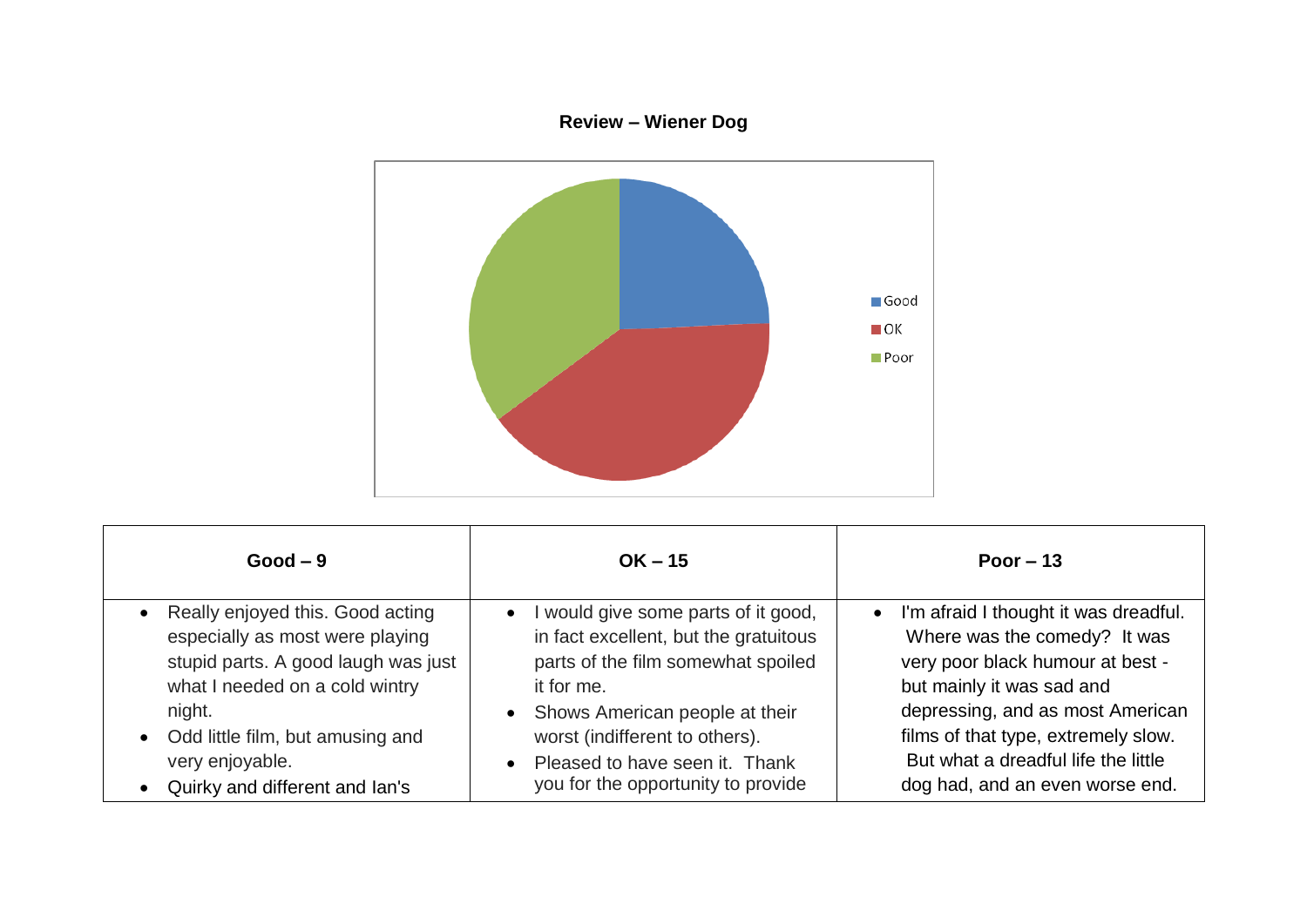**Review – Wiener Dog**

| Good – 9 | OK – 15 | Poor – 13 |
|---|---|---|
| • Really enjoyed this. Good acting especially as most were playing stupid parts. A good laugh was just what I needed on a cold wintry night.<br>• Odd little film, but amusing and very enjoyable.<br>• Quirky and different and Ian's | • I would give some parts of it good, in fact excellent, but the gratuitous parts of the film somewhat spoiled it for me.<br>• Shows American people at their worst (indifferent to others).<br>• Pleased to have seen it. Thank you for the opportunity to provide | • I'm afraid I thought it was dreadful. Where was the comedy? It was very poor black humour at best - but mainly it was sad and depressing, and as most American films of that type, extremely slow. But what a dreadful life the little dog had, and an even worse end. |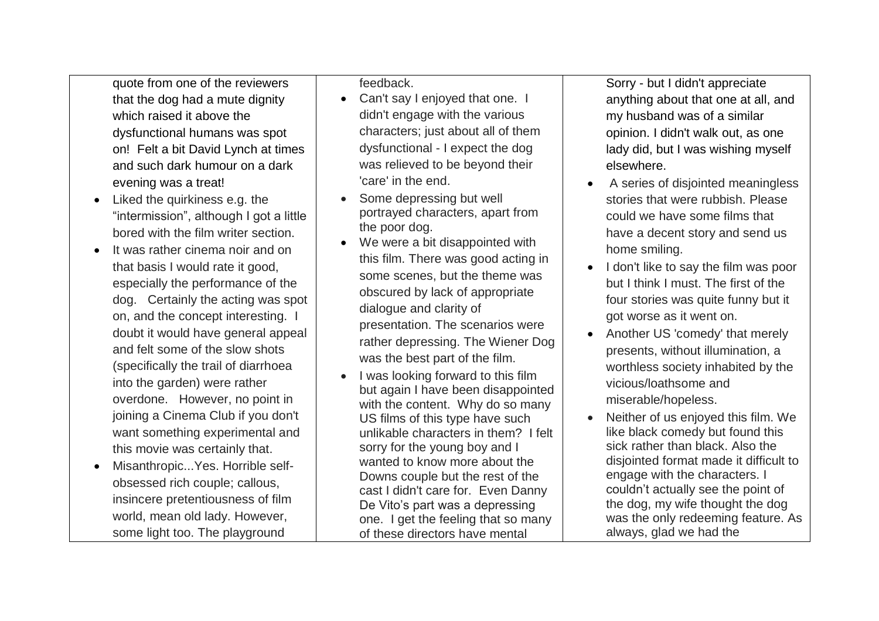| | | |
|---|---|---|
| quote from one of the reviewers that the dog had a mute dignity which raised it above the dysfunctional humans was spot on! Felt a bit David Lynch at times and such dark humour on a dark evening was a treat!<br>• Liked the quirkiness e.g. the "intermission", although I got a little bored with the film writer section.<br>• It was rather cinema noir and on that basis I would rate it good, especially the performance of the dog. Certainly the acting was spot on, and the concept interesting. I doubt it would have general appeal and felt some of the slow shots (specifically the trail of diarrhoea into the garden) were rather overdone. However, no point in joining a Cinema Club if you don't want something experimental and this movie was certainly that.<br>• Misanthropic...Yes. Horrible self-obsessed rich couple; callous, insincere pretentiousness of film world, mean old lady. However, some light too. The playground | feedback.<br>• Can't say I enjoyed that one. I didn't engage with the various characters; just about all of them dysfunctional - I expect the dog was relieved to be beyond their 'care' in the end.<br>• Some depressing but well portrayed characters, apart from the poor dog.<br>• We were a bit disappointed with this film. There was good acting in some scenes, but the theme was obscured by lack of appropriate dialogue and clarity of presentation. The scenarios were rather depressing. The Wiener Dog was the best part of the film.<br>• I was looking forward to this film but again I have been disappointed with the content. Why do so many US films of this type have such unlikable characters in them? I felt sorry for the young boy and I wanted to know more about the Downs couple but the rest of the cast I didn't care for. Even Danny De Vito's part was a depressing one. I get the feeling that so many of these directors have mental | Sorry - but I didn't appreciate anything about that one at all, and my husband was of a similar opinion. I didn't walk out, as one lady did, but I was wishing myself elsewhere.<br>• A series of disjointed meaningless stories that were rubbish. Please could we have some films that have a decent story and send us home smiling.<br>• I don't like to say the film was poor but I think I must. The first of the four stories was quite funny but it got worse as it went on.<br>• Another US 'comedy' that merely presents, without illumination, a worthless society inhabited by the vicious/loathsome and miserable/hopeless.<br>• Neither of us enjoyed this film. We like black comedy but found this sick rather than black. Also the disjointed format made it difficult to engage with the characters. I couldn't actually see the point of the dog, my wife thought the dog was the only redeeming feature. As always, glad we had the |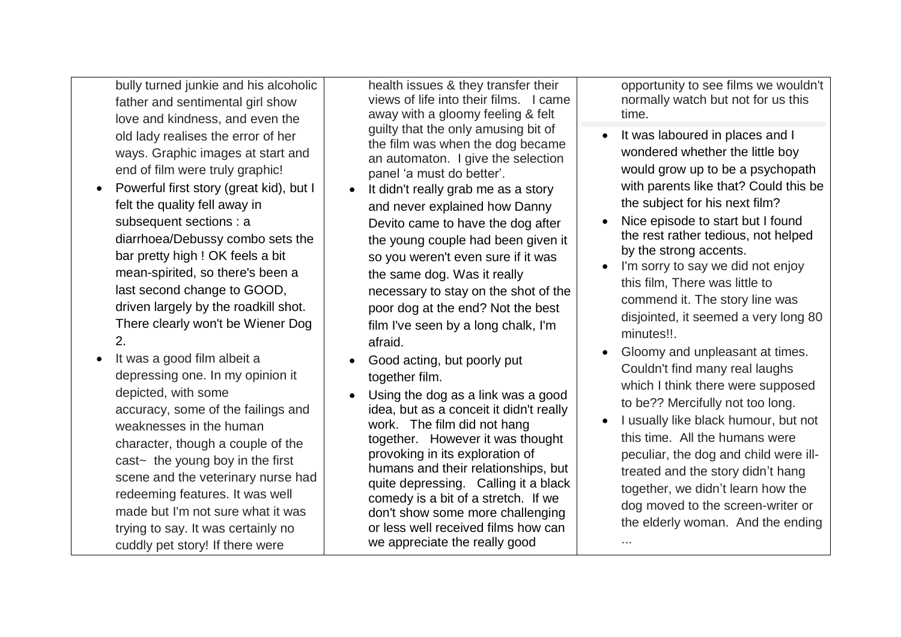bully turned junkie and his alcoholic father and sentimental girl show love and kindness, and even the old lady realises the error of her ways. Graphic images at start and end of film were truly graphic!

- Powerful first story (great kid), but I felt the quality fell away in subsequent sections : a diarrhoea/Debussy combo sets the bar pretty high ! OK feels a bit mean-spirited, so there's been a last second change to GOOD, driven largely by the roadkill shot. There clearly won't be Wiener Dog 2.
- It was a good film albeit a depressing one. In my opinion it depicted, with some accuracy, some of the failings and weaknesses in the human character, though a couple of the cast~ the young boy in the first scene and the veterinary nurse had redeeming features. It was well made but I'm not sure what it was trying to say. It was certainly no cuddly pet story! If there were

health issues & they transfer their views of life into their films. I came away with a gloomy feeling & felt guilty that the only amusing bit of the film was when the dog became an automaton. I give the selection panel 'a must do better'.

- It didn't really grab me as a story and never explained how Danny Devito came to have the dog after the young couple had been given it so you weren't even sure if it was the same dog. Was it really necessary to stay on the shot of the poor dog at the end? Not the best film I've seen by a long chalk, I'm afraid.
- Good acting, but poorly put together film.
- Using the dog as a link was a good idea, but as a conceit it didn't really work. The film did not hang together. However it was thought provoking in its exploration of humans and their relationships, but quite depressing. Calling it a black comedy is a bit of a stretch. If we don't show some more challenging or less well received films how can we appreciate the really good

opportunity to see films we wouldn't normally watch but not for us this time.

- It was laboured in places and I wondered whether the little boy would grow up to be a psychopath with parents like that? Could this be the subject for his next film?
- Nice episode to start but I found the rest rather tedious, not helped by the strong accents.
- I'm sorry to say we did not enjoy this film, There was little to commend it. The story line was disjointed, it seemed a very long 80 minutes!!.
- Gloomy and unpleasant at times. Couldn't find many real laughs which I think there were supposed to be?? Mercifully not too long.
- I usually like black humour, but not this time. All the humans were peculiar, the dog and child were ill-treated and the story didn't hang together, we didn't learn how the dog moved to the screen-writer or the elderly woman. And the ending ...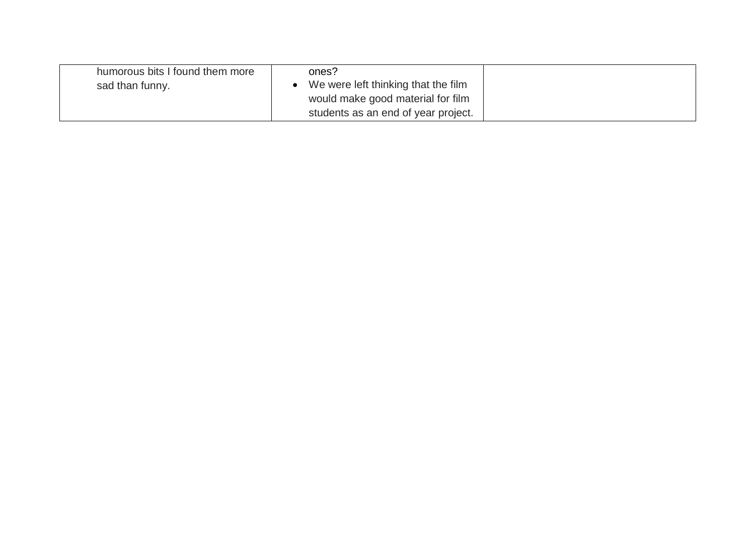| | | |
|---|---|---|
| humorous bits I found them more sad than funny. | ones?<br>• We were left thinking that the film would make good material for film students as an end of year project. | |